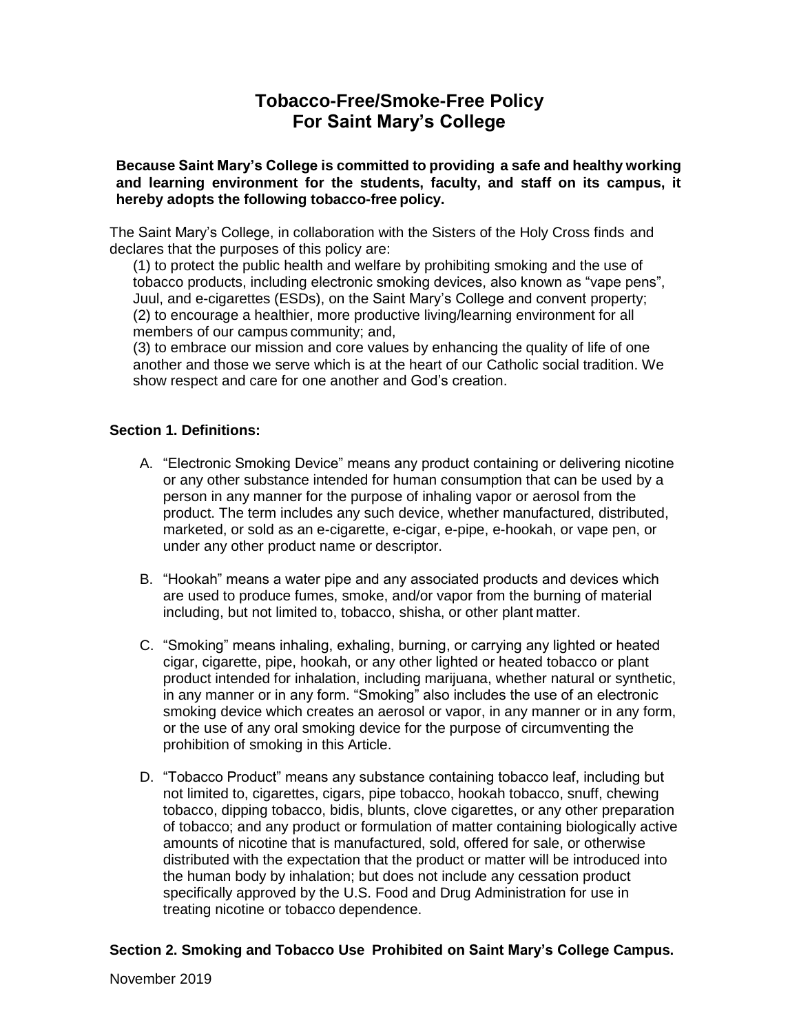# Tobacco-Free/Smoke-Free Policy For Saint Mary's College

**Because Saint Mary's College is committed to providing a safe and healthy working and learning environment for the students, faculty, and staff on its campus, it hereby adopts the following tobacco-free policy.**

The Saint Mary's College, in collaboration with the Sisters of the Holy Cross finds and declares that the purposes of this policy are:

(1) to protect the public health and welfare by prohibiting smoking and the use of tobacco products, including electronic smoking devices, also known as "vape pens", Juul, and e-cigarettes (ESDs), on the Saint Mary's College and convent property;
(2) to encourage a healthier, more productive living/learning environment for all members of our campus community; and,
(3) to embrace our mission and core values by enhancing the quality of life of one another and those we serve which is at the heart of our Catholic social tradition. We show respect and care for one another and God's creation.

**Section 1. Definitions:**

A. "Electronic Smoking Device" means any product containing or delivering nicotine or any other substance intended for human consumption that can be used by a person in any manner for the purpose of inhaling vapor or aerosol from the product. The term includes any such device, whether manufactured, distributed, marketed, or sold as an e-cigarette, e-cigar, e-pipe, e-hookah, or vape pen, or under any other product name or descriptor.

B. "Hookah" means a water pipe and any associated products and devices which are used to produce fumes, smoke, and/or vapor from the burning of material including, but not limited to, tobacco, shisha, or other plant matter.

C. "Smoking" means inhaling, exhaling, burning, or carrying any lighted or heated cigar, cigarette, pipe, hookah, or any other lighted or heated tobacco or plant product intended for inhalation, including marijuana, whether natural or synthetic, in any manner or in any form. "Smoking" also includes the use of an electronic smoking device which creates an aerosol or vapor, in any manner or in any form, or the use of any oral smoking device for the purpose of circumventing the prohibition of smoking in this Article.

D. "Tobacco Product" means any substance containing tobacco leaf, including but not limited to, cigarettes, cigars, pipe tobacco, hookah tobacco, snuff, chewing tobacco, dipping tobacco, bidis, blunts, clove cigarettes, or any other preparation of tobacco; and any product or formulation of matter containing biologically active amounts of nicotine that is manufactured, sold, offered for sale, or otherwise distributed with the expectation that the product or matter will be introduced into the human body by inhalation; but does not include any cessation product specifically approved by the U.S. Food and Drug Administration for use in treating nicotine or tobacco dependence.

**Section 2. Smoking and Tobacco Use Prohibited on Saint Mary's College Campus.**

November 2019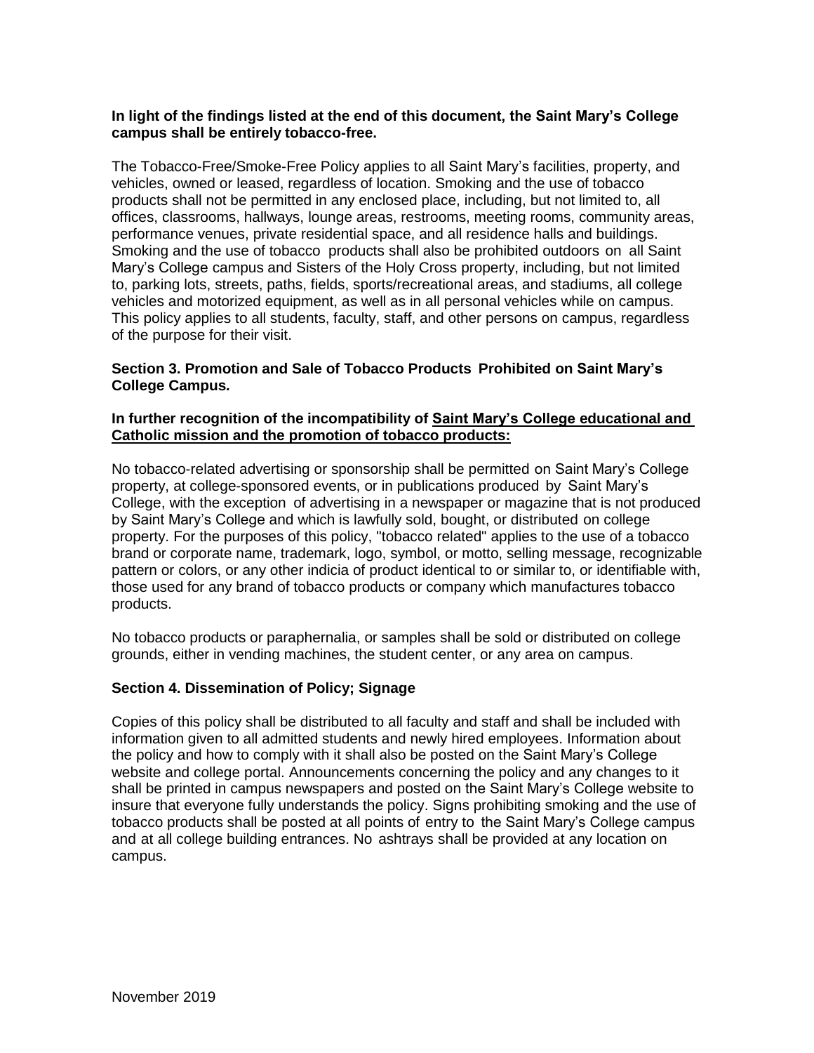**In light of the findings listed at the end of this document, the Saint Mary's College campus shall be entirely tobacco-free.**

The Tobacco-Free/Smoke-Free Policy applies to all Saint Mary's facilities, property, and vehicles, owned or leased, regardless of location. Smoking and the use of tobacco products shall not be permitted in any enclosed place, including, but not limited to, all offices, classrooms, hallways, lounge areas, restrooms, meeting rooms, community areas, performance venues, private residential space, and all residence halls and buildings. Smoking and the use of tobacco products shall also be prohibited outdoors on all Saint Mary's College campus and Sisters of the Holy Cross property, including, but not limited to, parking lots, streets, paths, fields, sports/recreational areas, and stadiums, all college vehicles and motorized equipment, as well as in all personal vehicles while on campus. This policy applies to all students, faculty, staff, and other persons on campus, regardless of the purpose for their visit.

### Section 3. Promotion and Sale of Tobacco Products Prohibited on Saint Mary's College Campus.

**In further recognition of the incompatibility of <u>Saint Mary's College educational and Catholic mission and the promotion of tobacco products:</u>**

No tobacco-related advertising or sponsorship shall be permitted on Saint Mary's College property, at college-sponsored events, or in publications produced by Saint Mary's College, with the exception of advertising in a newspaper or magazine that is not produced by Saint Mary's College and which is lawfully sold, bought, or distributed on college property. For the purposes of this policy, "tobacco related" applies to the use of a tobacco brand or corporate name, trademark, logo, symbol, or motto, selling message, recognizable pattern or colors, or any other indicia of product identical to or similar to, or identifiable with, those used for any brand of tobacco products or company which manufactures tobacco products.

No tobacco products or paraphernalia, or samples shall be sold or distributed on college grounds, either in vending machines, the student center, or any area on campus.

### Section 4. Dissemination of Policy; Signage

Copies of this policy shall be distributed to all faculty and staff and shall be included with information given to all admitted students and newly hired employees. Information about the policy and how to comply with it shall also be posted on the Saint Mary's College website and college portal. Announcements concerning the policy and any changes to it shall be printed in campus newspapers and posted on the Saint Mary's College website to insure that everyone fully understands the policy. Signs prohibiting smoking and the use of tobacco products shall be posted at all points of entry to the Saint Mary's College campus and at all college building entrances. No ashtrays shall be provided at any location on campus.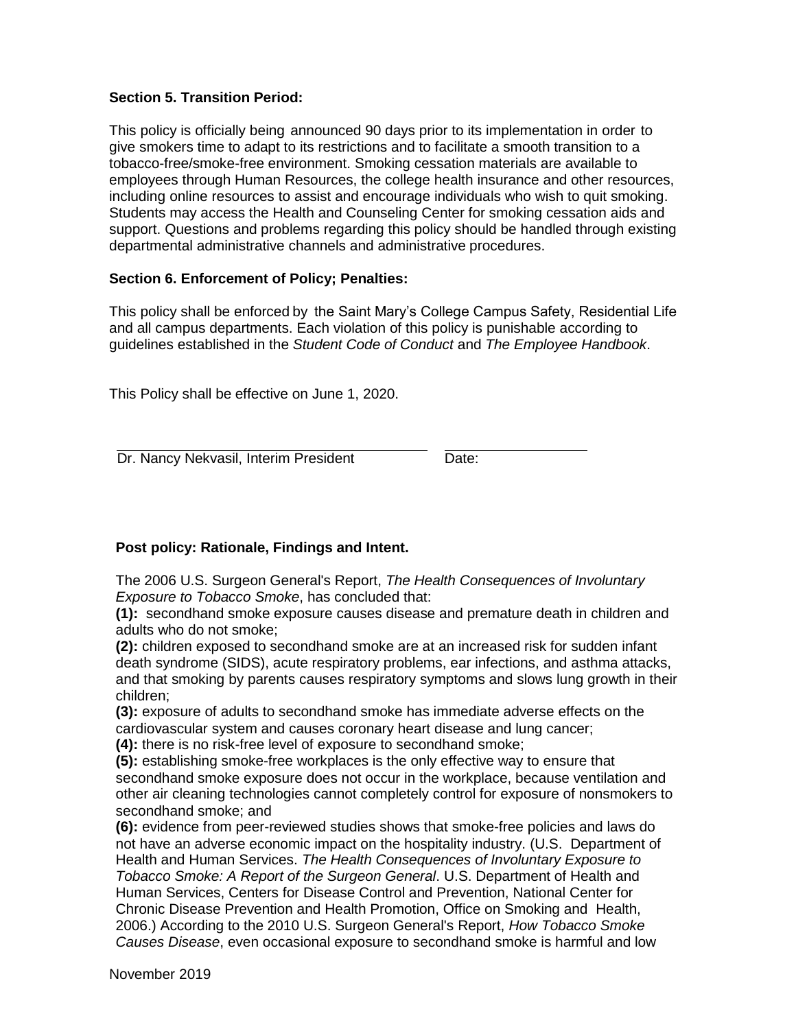**Section 5. Transition Period:**

This policy is officially being announced 90 days prior to its implementation in order to give smokers time to adapt to its restrictions and to facilitate a smooth transition to a tobacco-free/smoke-free environment. Smoking cessation materials are available to employees through Human Resources, the college health insurance and other resources, including online resources to assist and encourage individuals who wish to quit smoking. Students may access the Health and Counseling Center for smoking cessation aids and support. Questions and problems regarding this policy should be handled through existing departmental administrative channels and administrative procedures.

**Section 6. Enforcement of Policy; Penalties:**

This policy shall be enforced by the Saint Mary's College Campus Safety, Residential Life and all campus departments. Each violation of this policy is punishable according to guidelines established in the *Student Code of Conduct* and *The Employee Handbook*.

This Policy shall be effective on June 1, 2020.

Dr. Nancy Nekvasil, Interim President    Date:

**Post policy: Rationale, Findings and Intent.**

The 2006 U.S. Surgeon General's Report, *The Health Consequences of Involuntary Exposure to Tobacco Smoke*, has concluded that:

**(1):** secondhand smoke exposure causes disease and premature death in children and adults who do not smoke;

**(2):** children exposed to secondhand smoke are at an increased risk for sudden infant death syndrome (SIDS), acute respiratory problems, ear infections, and asthma attacks, and that smoking by parents causes respiratory symptoms and slows lung growth in their children;

**(3):** exposure of adults to secondhand smoke has immediate adverse effects on the cardiovascular system and causes coronary heart disease and lung cancer;

**(4):** there is no risk-free level of exposure to secondhand smoke;

**(5):** establishing smoke-free workplaces is the only effective way to ensure that secondhand smoke exposure does not occur in the workplace, because ventilation and other air cleaning technologies cannot completely control for exposure of nonsmokers to secondhand smoke; and

**(6):** evidence from peer-reviewed studies shows that smoke-free policies and laws do not have an adverse economic impact on the hospitality industry. (U.S. Department of Health and Human Services. *The Health Consequences of Involuntary Exposure to Tobacco Smoke: A Report of the Surgeon General*. U.S. Department of Health and Human Services, Centers for Disease Control and Prevention, National Center for Chronic Disease Prevention and Health Promotion, Office on Smoking and Health, 2006.) According to the 2010 U.S. Surgeon General's Report, *How Tobacco Smoke Causes Disease*, even occasional exposure to secondhand smoke is harmful and low

November 2019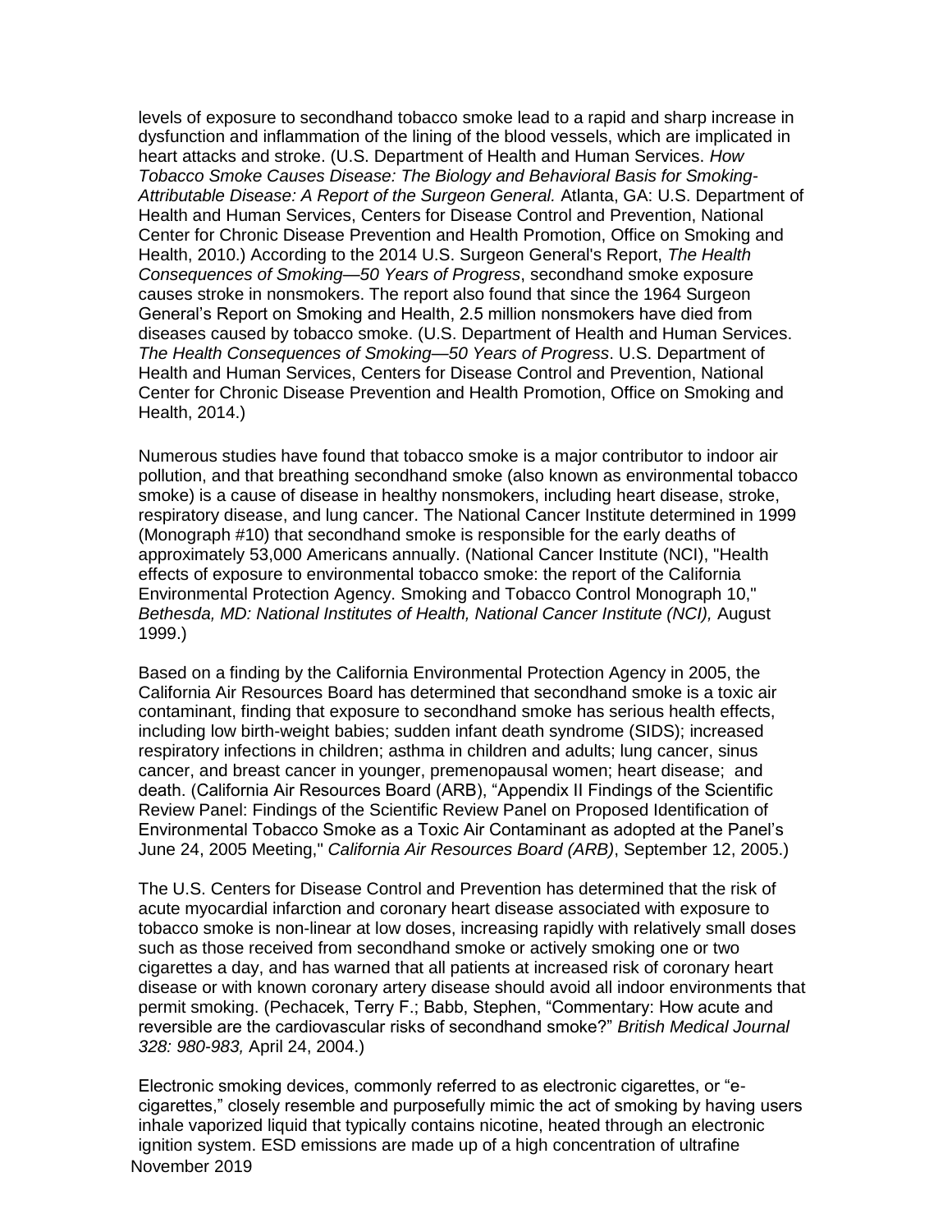levels of exposure to secondhand tobacco smoke lead to a rapid and sharp increase in dysfunction and inflammation of the lining of the blood vessels, which are implicated in heart attacks and stroke. (U.S. Department of Health and Human Services. *How Tobacco Smoke Causes Disease: The Biology and Behavioral Basis for Smoking-Attributable Disease: A Report of the Surgeon General.* Atlanta, GA: U.S. Department of Health and Human Services, Centers for Disease Control and Prevention, National Center for Chronic Disease Prevention and Health Promotion, Office on Smoking and Health, 2010.) According to the 2014 U.S. Surgeon General's Report, *The Health Consequences of Smoking—50 Years of Progress*, secondhand smoke exposure causes stroke in nonsmokers. The report also found that since the 1964 Surgeon General's Report on Smoking and Health, 2.5 million nonsmokers have died from diseases caused by tobacco smoke. (U.S. Department of Health and Human Services. *The Health Consequences of Smoking—50 Years of Progress*. U.S. Department of Health and Human Services, Centers for Disease Control and Prevention, National Center for Chronic Disease Prevention and Health Promotion, Office on Smoking and Health, 2014.)

Numerous studies have found that tobacco smoke is a major contributor to indoor air pollution, and that breathing secondhand smoke (also known as environmental tobacco smoke) is a cause of disease in healthy nonsmokers, including heart disease, stroke, respiratory disease, and lung cancer. The National Cancer Institute determined in 1999 (Monograph #10) that secondhand smoke is responsible for the early deaths of approximately 53,000 Americans annually. (National Cancer Institute (NCI), "Health effects of exposure to environmental tobacco smoke: the report of the California Environmental Protection Agency. Smoking and Tobacco Control Monograph 10," *Bethesda, MD: National Institutes of Health, National Cancer Institute (NCI),* August 1999.)

Based on a finding by the California Environmental Protection Agency in 2005, the California Air Resources Board has determined that secondhand smoke is a toxic air contaminant, finding that exposure to secondhand smoke has serious health effects, including low birth-weight babies; sudden infant death syndrome (SIDS); increased respiratory infections in children; asthma in children and adults; lung cancer, sinus cancer, and breast cancer in younger, premenopausal women; heart disease; and death. (California Air Resources Board (ARB), "Appendix II Findings of the Scientific Review Panel: Findings of the Scientific Review Panel on Proposed Identification of Environmental Tobacco Smoke as a Toxic Air Contaminant as adopted at the Panel's June 24, 2005 Meeting," *California Air Resources Board (ARB)*, September 12, 2005.)

The U.S. Centers for Disease Control and Prevention has determined that the risk of acute myocardial infarction and coronary heart disease associated with exposure to tobacco smoke is non-linear at low doses, increasing rapidly with relatively small doses such as those received from secondhand smoke or actively smoking one or two cigarettes a day, and has warned that all patients at increased risk of coronary heart disease or with known coronary artery disease should avoid all indoor environments that permit smoking. (Pechacek, Terry F.; Babb, Stephen, "Commentary: How acute and reversible are the cardiovascular risks of secondhand smoke?" *British Medical Journal 328: 980-983,* April 24, 2004.)

Electronic smoking devices, commonly referred to as electronic cigarettes, or "e-cigarettes," closely resemble and purposefully mimic the act of smoking by having users inhale vaporized liquid that typically contains nicotine, heated through an electronic ignition system. ESD emissions are made up of a high concentration of ultrafine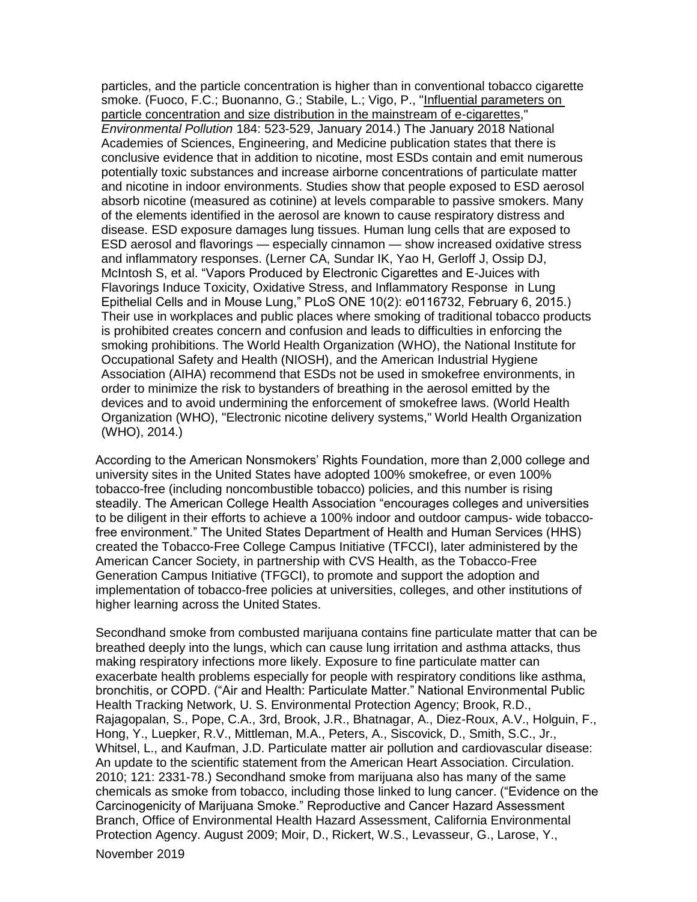particles, and the particle concentration is higher than in conventional tobacco cigarette smoke. (Fuoco, F.C.; Buonanno, G.; Stabile, L.; Vigo, P., "Influential parameters on particle concentration and size distribution in the mainstream of e-cigarettes," *Environmental Pollution* 184: 523-529, January 2014.) The January 2018 National Academies of Sciences, Engineering, and Medicine publication states that there is conclusive evidence that in addition to nicotine, most ESDs contain and emit numerous potentially toxic substances and increase airborne concentrations of particulate matter and nicotine in indoor environments. Studies show that people exposed to ESD aerosol absorb nicotine (measured as cotinine) at levels comparable to passive smokers. Many of the elements identified in the aerosol are known to cause respiratory distress and disease. ESD exposure damages lung tissues. Human lung cells that are exposed to ESD aerosol and flavorings — especially cinnamon — show increased oxidative stress and inflammatory responses. (Lerner CA, Sundar IK, Yao H, Gerloff J, Ossip DJ, McIntosh S, et al. "Vapors Produced by Electronic Cigarettes and E-Juices with Flavorings Induce Toxicity, Oxidative Stress, and Inflammatory Response in Lung Epithelial Cells and in Mouse Lung," PLoS ONE 10(2): e0116732, February 6, 2015.) Their use in workplaces and public places where smoking of traditional tobacco products is prohibited creates concern and confusion and leads to difficulties in enforcing the smoking prohibitions. The World Health Organization (WHO), the National Institute for Occupational Safety and Health (NIOSH), and the American Industrial Hygiene Association (AIHA) recommend that ESDs not be used in smokefree environments, in order to minimize the risk to bystanders of breathing in the aerosol emitted by the devices and to avoid undermining the enforcement of smokefree laws. (World Health Organization (WHO), "Electronic nicotine delivery systems," World Health Organization (WHO), 2014.)

According to the American Nonsmokers' Rights Foundation, more than 2,000 college and university sites in the United States have adopted 100% smokefree, or even 100% tobacco-free (including noncombustible tobacco) policies, and this number is rising steadily. The American College Health Association "encourages colleges and universities to be diligent in their efforts to achieve a 100% indoor and outdoor campus- wide tobacco-free environment." The United States Department of Health and Human Services (HHS) created the Tobacco-Free College Campus Initiative (TFCCI), later administered by the American Cancer Society, in partnership with CVS Health, as the Tobacco-Free Generation Campus Initiative (TFGCI), to promote and support the adoption and implementation of tobacco-free policies at universities, colleges, and other institutions of higher learning across the United States.

Secondhand smoke from combusted marijuana contains fine particulate matter that can be breathed deeply into the lungs, which can cause lung irritation and asthma attacks, thus making respiratory infections more likely. Exposure to fine particulate matter can exacerbate health problems especially for people with respiratory conditions like asthma, bronchitis, or COPD. ("Air and Health: Particulate Matter." National Environmental Public Health Tracking Network, U. S. Environmental Protection Agency; Brook, R.D., Rajagopalan, S., Pope, C.A., 3rd, Brook, J.R., Bhatnagar, A., Diez-Roux, A.V., Holguin, F., Hong, Y., Luepker, R.V., Mittleman, M.A., Peters, A., Siscovick, D., Smith, S.C., Jr., Whitsel, L., and Kaufman, J.D. Particulate matter air pollution and cardiovascular disease: An update to the scientific statement from the American Heart Association. Circulation. 2010; 121: 2331-78.) Secondhand smoke from marijuana also has many of the same chemicals as smoke from tobacco, including those linked to lung cancer. ("Evidence on the Carcinogenicity of Marijuana Smoke." Reproductive and Cancer Hazard Assessment Branch, Office of Environmental Health Hazard Assessment, California Environmental Protection Agency. August 2009; Moir, D., Rickert, W.S., Levasseur, G., Larose, Y.,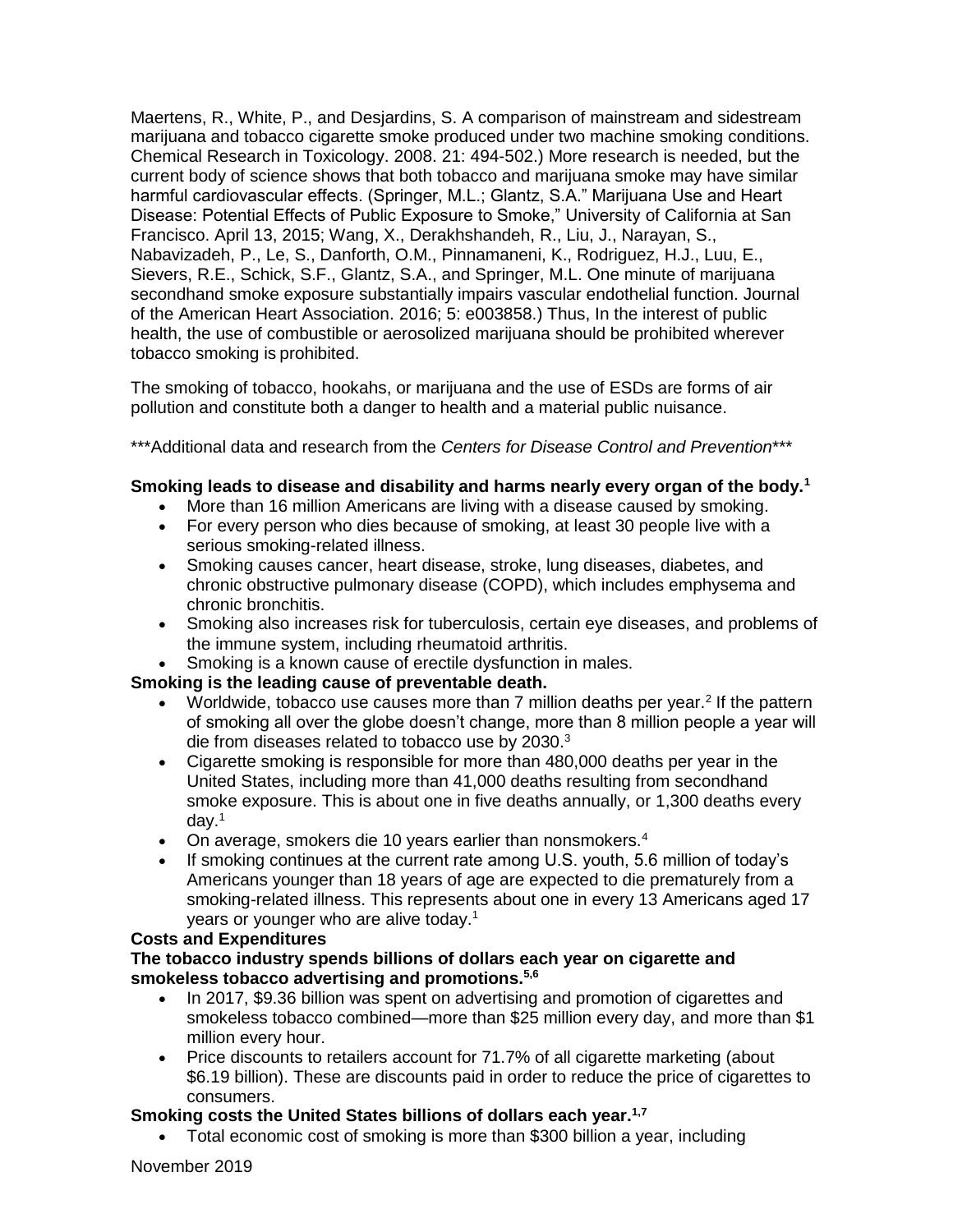Maertens, R., White, P., and Desjardins, S. A comparison of mainstream and sidestream marijuana and tobacco cigarette smoke produced under two machine smoking conditions. Chemical Research in Toxicology. 2008. 21: 494-502.) More research is needed, but the current body of science shows that both tobacco and marijuana smoke may have similar harmful cardiovascular effects. (Springer, M.L.; Glantz, S.A." Marijuana Use and Heart Disease: Potential Effects of Public Exposure to Smoke," University of California at San Francisco. April 13, 2015; Wang, X., Derakhshandeh, R., Liu, J., Narayan, S., Nabavizadeh, P., Le, S., Danforth, O.M., Pinnamaneni, K., Rodriguez, H.J., Luu, E., Sievers, R.E., Schick, S.F., Glantz, S.A., and Springer, M.L. One minute of marijuana secondhand smoke exposure substantially impairs vascular endothelial function. Journal of the American Heart Association. 2016; 5: e003858.) Thus, In the interest of public health, the use of combustible or aerosolized marijuana should be prohibited wherever tobacco smoking is prohibited.

The smoking of tobacco, hookahs, or marijuana and the use of ESDs are forms of air pollution and constitute both a danger to health and a material public nuisance.

***Additional data and research from the *Centers for Disease Control and Prevention****

**Smoking leads to disease and disability and harms nearly every organ of the body.[1]**

- More than 16 million Americans are living with a disease caused by smoking.
- For every person who dies because of smoking, at least 30 people live with a serious smoking-related illness.
- Smoking causes cancer, heart disease, stroke, lung diseases, diabetes, and chronic obstructive pulmonary disease (COPD), which includes emphysema and chronic bronchitis.
- Smoking also increases risk for tuberculosis, certain eye diseases, and problems of the immune system, including rheumatoid arthritis.
- Smoking is a known cause of erectile dysfunction in males.

**Smoking is the leading cause of preventable death.**

- Worldwide, tobacco use causes more than 7 million deaths per year.[2] If the pattern of smoking all over the globe doesn't change, more than 8 million people a year will die from diseases related to tobacco use by 2030.[3]
- Cigarette smoking is responsible for more than 480,000 deaths per year in the United States, including more than 41,000 deaths resulting from secondhand smoke exposure. This is about one in five deaths annually, or 1,300 deaths every day.[1]
- On average, smokers die 10 years earlier than nonsmokers.[4]
- If smoking continues at the current rate among U.S. youth, 5.6 million of today's Americans younger than 18 years of age are expected to die prematurely from a smoking-related illness. This represents about one in every 13 Americans aged 17 years or younger who are alive today.[1]

**Costs and Expenditures**

**The tobacco industry spends billions of dollars each year on cigarette and smokeless tobacco advertising and promotions.[5,6]**

- In 2017, $9.36 billion was spent on advertising and promotion of cigarettes and smokeless tobacco combined—more than $25 million every day, and more than $1 million every hour.
- Price discounts to retailers account for 71.7% of all cigarette marketing (about $6.19 billion). These are discounts paid in order to reduce the price of cigarettes to consumers.

**Smoking costs the United States billions of dollars each year.[1,7]**

- Total economic cost of smoking is more than $300 billion a year, including

November 2019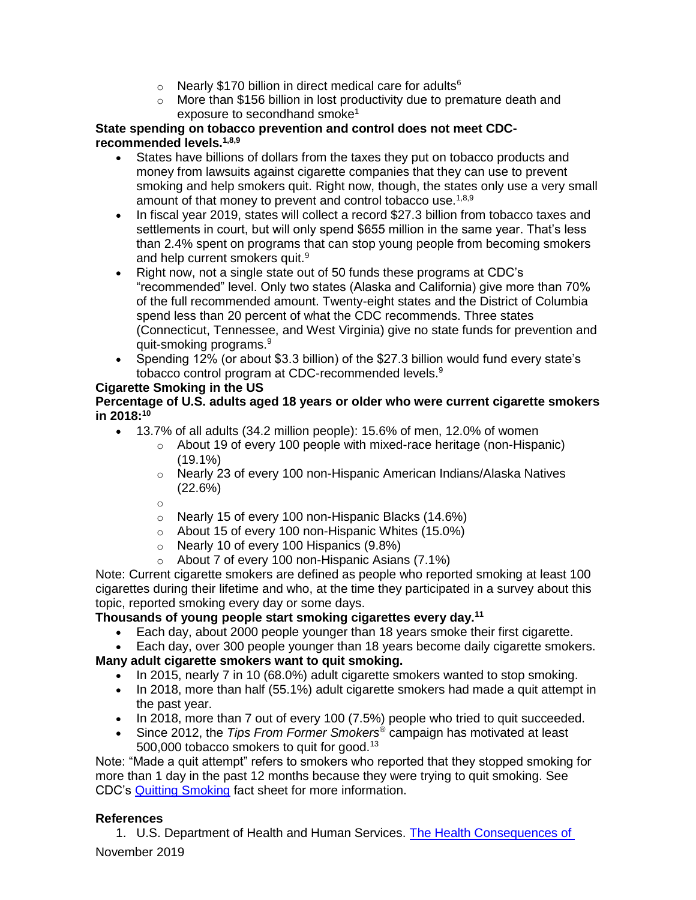- Nearly $170 billion in direct medical care for adults[6]
- More than $156 billion in lost productivity due to premature death and exposure to secondhand smoke[1]

**State spending on tobacco prevention and control does not meet CDC-recommended levels.[1,8,9]**

- States have billions of dollars from the taxes they put on tobacco products and money from lawsuits against cigarette companies that they can use to prevent smoking and help smokers quit. Right now, though, the states only use a very small amount of that money to prevent and control tobacco use.[1,8,9]
- In fiscal year 2019, states will collect a record $27.3 billion from tobacco taxes and settlements in court, but will only spend $655 million in the same year. That's less than 2.4% spent on programs that can stop young people from becoming smokers and help current smokers quit.[9]
- Right now, not a single state out of 50 funds these programs at CDC's "recommended" level. Only two states (Alaska and California) give more than 70% of the full recommended amount. Twenty-eight states and the District of Columbia spend less than 20 percent of what the CDC recommends. Three states (Connecticut, Tennessee, and West Virginia) give no state funds for prevention and quit-smoking programs.[9]
- Spending 12% (or about $3.3 billion) of the $27.3 billion would fund every state's tobacco control program at CDC-recommended levels.[9]

**Cigarette Smoking in the US**

**Percentage of U.S. adults aged 18 years or older who were current cigarette smokers in 2018:[10]**

- 13.7% of all adults (34.2 million people): 15.6% of men, 12.0% of women
  - About 19 of every 100 people with mixed-race heritage (non-Hispanic) (19.1%)
  - Nearly 23 of every 100 non-Hispanic American Indians/Alaska Natives (22.6%)
  - Nearly 15 of every 100 non-Hispanic Blacks (14.6%)
  - About 15 of every 100 non-Hispanic Whites (15.0%)
  - Nearly 10 of every 100 Hispanics (9.8%)
  - About 7 of every 100 non-Hispanic Asians (7.1%)

Note: Current cigarette smokers are defined as people who reported smoking at least 100 cigarettes during their lifetime and who, at the time they participated in a survey about this topic, reported smoking every day or some days.

**Thousands of young people start smoking cigarettes every day.[11]**

- Each day, about 2000 people younger than 18 years smoke their first cigarette.
- Each day, over 300 people younger than 18 years become daily cigarette smokers.

**Many adult cigarette smokers want to quit smoking.**

- In 2015, nearly 7 in 10 (68.0%) adult cigarette smokers wanted to stop smoking.
- In 2018, more than half (55.1%) adult cigarette smokers had made a quit attempt in the past year.
- In 2018, more than 7 out of every 100 (7.5%) people who tried to quit succeeded.
- Since 2012, the *Tips From Former Smokers®* campaign has motivated at least 500,000 tobacco smokers to quit for good.[13]

Note: "Made a quit attempt" refers to smokers who reported that they stopped smoking for more than 1 day in the past 12 months because they were trying to quit smoking. See CDC's Quitting Smoking fact sheet for more information.

**References**

1. U.S. Department of Health and Human Services. The Health Consequences of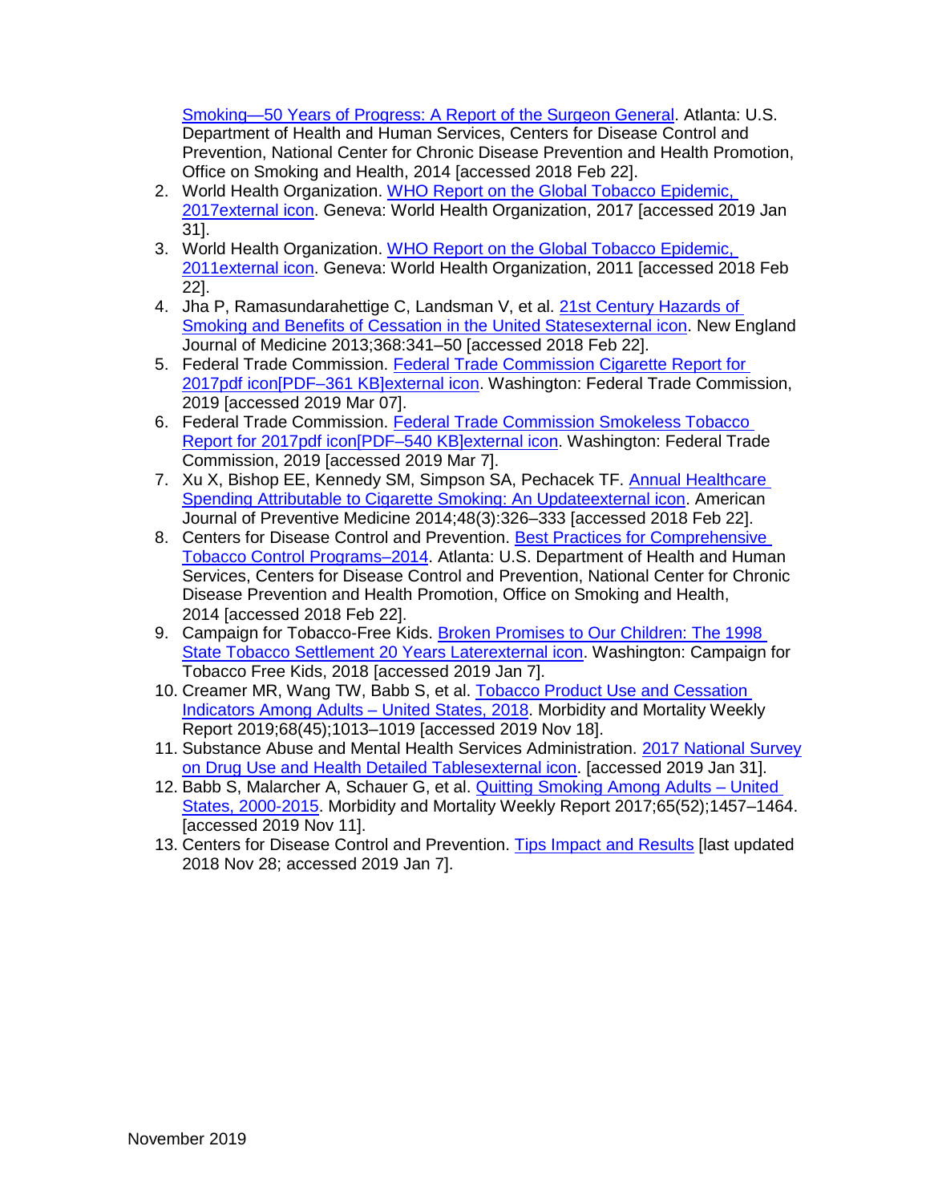Smoking—50 Years of Progress: A Report of the Surgeon General. Atlanta: U.S. Department of Health and Human Services, Centers for Disease Control and Prevention, National Center for Chronic Disease Prevention and Health Promotion, Office on Smoking and Health, 2014 [accessed 2018 Feb 22].

2. World Health Organization. WHO Report on the Global Tobacco Epidemic, 2017external icon. Geneva: World Health Organization, 2017 [accessed 2019 Jan 31].
3. World Health Organization. WHO Report on the Global Tobacco Epidemic, 2011external icon. Geneva: World Health Organization, 2011 [accessed 2018 Feb 22].
4. Jha P, Ramasundarahettige C, Landsman V, et al. 21st Century Hazards of Smoking and Benefits of Cessation in the United Statesexternal icon. New England Journal of Medicine 2013;368:341–50 [accessed 2018 Feb 22].
5. Federal Trade Commission. Federal Trade Commission Cigarette Report for 2017pdf icon[PDF–361 KB]external icon. Washington: Federal Trade Commission, 2019 [accessed 2019 Mar 07].
6. Federal Trade Commission. Federal Trade Commission Smokeless Tobacco Report for 2017pdf icon[PDF–540 KB]external icon. Washington: Federal Trade Commission, 2019 [accessed 2019 Mar 7].
7. Xu X, Bishop EE, Kennedy SM, Simpson SA, Pechacek TF. Annual Healthcare Spending Attributable to Cigarette Smoking: An Updateexternal icon. American Journal of Preventive Medicine 2014;48(3):326–333 [accessed 2018 Feb 22].
8. Centers for Disease Control and Prevention. Best Practices for Comprehensive Tobacco Control Programs–2014. Atlanta: U.S. Department of Health and Human Services, Centers for Disease Control and Prevention, National Center for Chronic Disease Prevention and Health Promotion, Office on Smoking and Health, 2014 [accessed 2018 Feb 22].
9. Campaign for Tobacco-Free Kids. Broken Promises to Our Children: The 1998 State Tobacco Settlement 20 Years Laterexternal icon. Washington: Campaign for Tobacco Free Kids, 2018 [accessed 2019 Jan 7].
10. Creamer MR, Wang TW, Babb S, et al. Tobacco Product Use and Cessation Indicators Among Adults – United States, 2018. Morbidity and Mortality Weekly Report 2019;68(45);1013–1019 [accessed 2019 Nov 18].
11. Substance Abuse and Mental Health Services Administration. 2017 National Survey on Drug Use and Health Detailed Tablesexternal icon. [accessed 2019 Jan 31].
12. Babb S, Malarcher A, Schauer G, et al. Quitting Smoking Among Adults – United States, 2000-2015. Morbidity and Mortality Weekly Report 2017;65(52);1457–1464. [accessed 2019 Nov 11].
13. Centers for Disease Control and Prevention. Tips Impact and Results [last updated 2018 Nov 28; accessed 2019 Jan 7].

November 2019